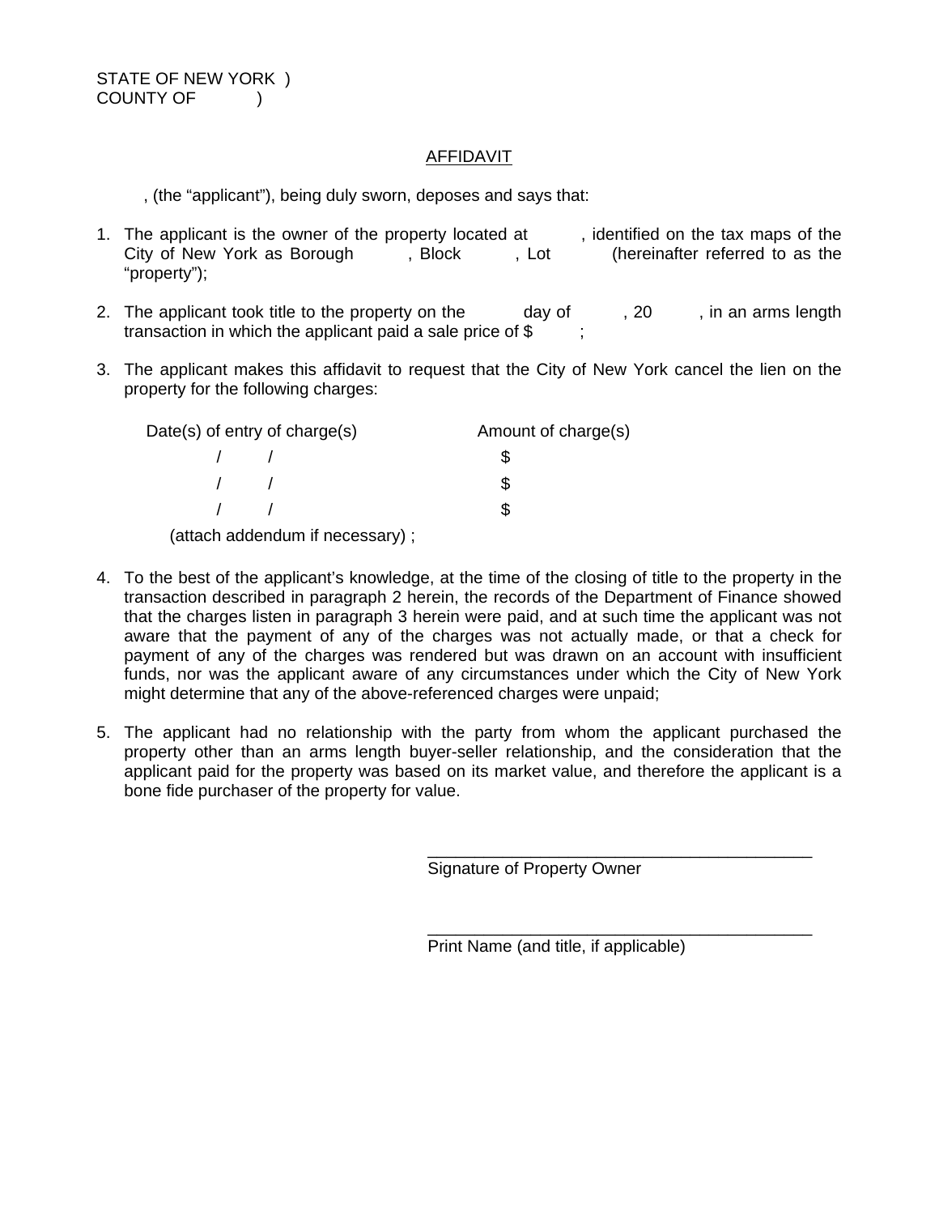STATE OF NEW YORK )
COUNTY OF )

AFFIDAVIT

, (the "applicant"), being duly sworn, deposes and says that:

1. The applicant is the owner of the property located at , identified on the tax maps of the City of New York as Borough , Block , Lot (hereinafter referred to as the "property");

2. The applicant took title to the property on the day of , 20 , in an arms length transaction in which the applicant paid a sale price of $ ;

3. The applicant makes this affidavit to request that the City of New York cancel the lien on the property for the following charges:

| Date(s) of entry of charge(s) | Amount of charge(s) |
|---|---|
| / / | $ |
| / / | $ |
| / / | $ |

(attach addendum if necessary) ;

4. To the best of the applicant's knowledge, at the time of the closing of title to the property in the transaction described in paragraph 2 herein, the records of the Department of Finance showed that the charges listen in paragraph 3 herein were paid, and at such time the applicant was not aware that the payment of any of the charges was not actually made, or that a check for payment of any of the charges was rendered but was drawn on an account with insufficient funds, nor was the applicant aware of any circumstances under which the City of New York might determine that any of the above-referenced charges were unpaid;

5. The applicant had no relationship with the party from whom the applicant purchased the property other than an arms length buyer-seller relationship, and the consideration that the applicant paid for the property was based on its market value, and therefore the applicant is a bone fide purchaser of the property for value.

\_\_\_\_\_\_\_\_\_\_\_\_\_\_\_\_\_\_\_\_\_\_\_\_\_\_\_\_\_\_\_\_\_\_\_\_\_\_\_\_
Signature of Property Owner

\_\_\_\_\_\_\_\_\_\_\_\_\_\_\_\_\_\_\_\_\_\_\_\_\_\_\_\_\_\_\_\_\_\_\_\_\_\_\_\_
Print Name (and title, if applicable)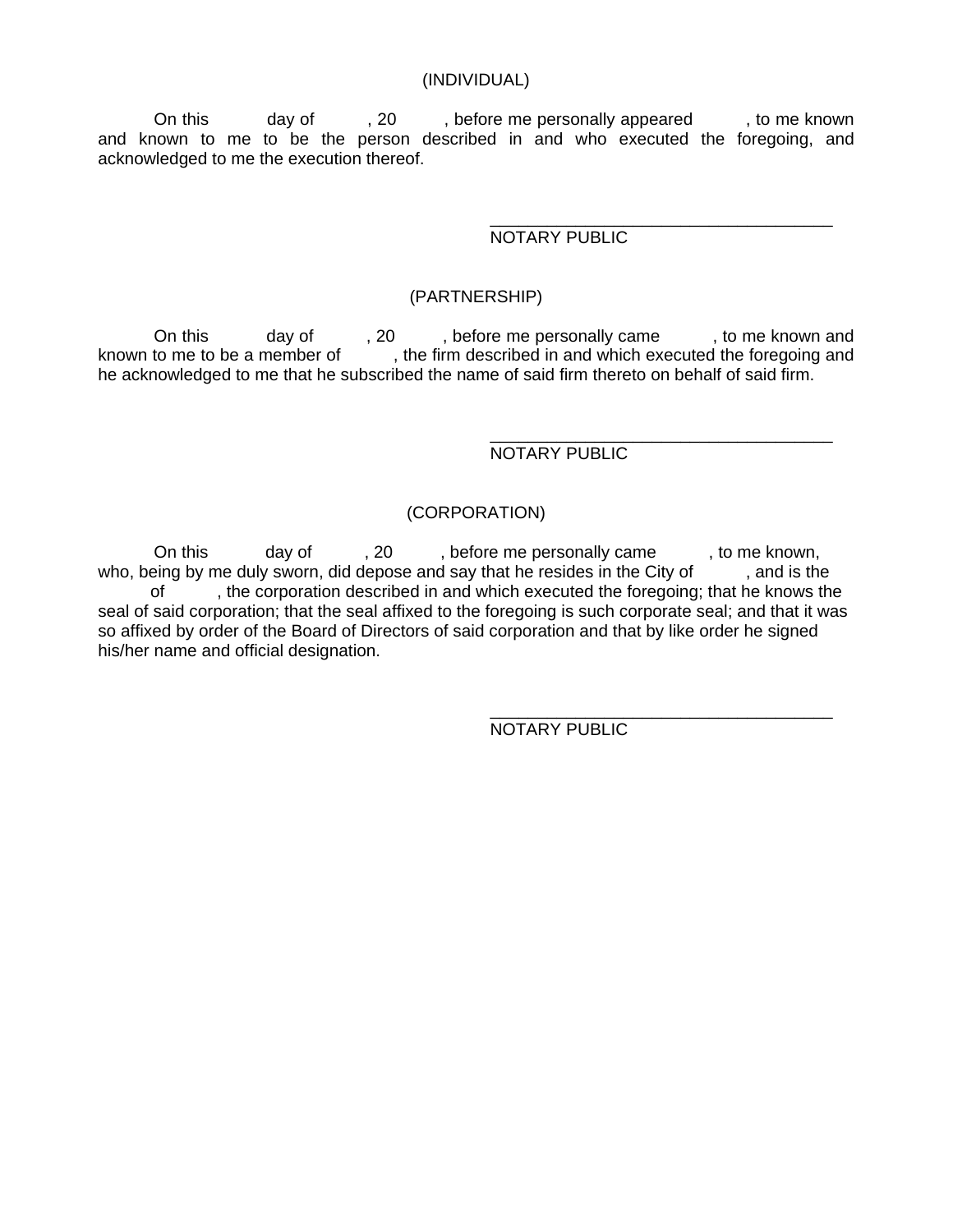(INDIVIDUAL)

On this day of , 20 , before me personally appeared , to me known and known to me to be the person described in and who executed the foregoing, and acknowledged to me the execution thereof.

\_\_\_\_\_\_\_\_\_\_\_\_\_\_\_\_\_\_\_\_\_\_\_\_\_\_\_\_\_\_\_\_\_\_\_\_
NOTARY PUBLIC

(PARTNERSHIP)

On this day of , 20 , before me personally came , to me known and known to me to be a member of , the firm described in and which executed the foregoing and he acknowledged to me that he subscribed the name of said firm thereto on behalf of said firm.

\_\_\_\_\_\_\_\_\_\_\_\_\_\_\_\_\_\_\_\_\_\_\_\_\_\_\_\_\_\_\_\_\_\_\_\_
NOTARY PUBLIC

(CORPORATION)

On this day of , 20 , before me personally came , to me known, who, being by me duly sworn, did depose and say that he resides in the City of , and is the of , the corporation described in and which executed the foregoing; that he knows the seal of said corporation; that the seal affixed to the foregoing is such corporate seal; and that it was so affixed by order of the Board of Directors of said corporation and that by like order he signed his/her name and official designation.

\_\_\_\_\_\_\_\_\_\_\_\_\_\_\_\_\_\_\_\_\_\_\_\_\_\_\_\_\_\_\_\_\_\_\_\_
NOTARY PUBLIC